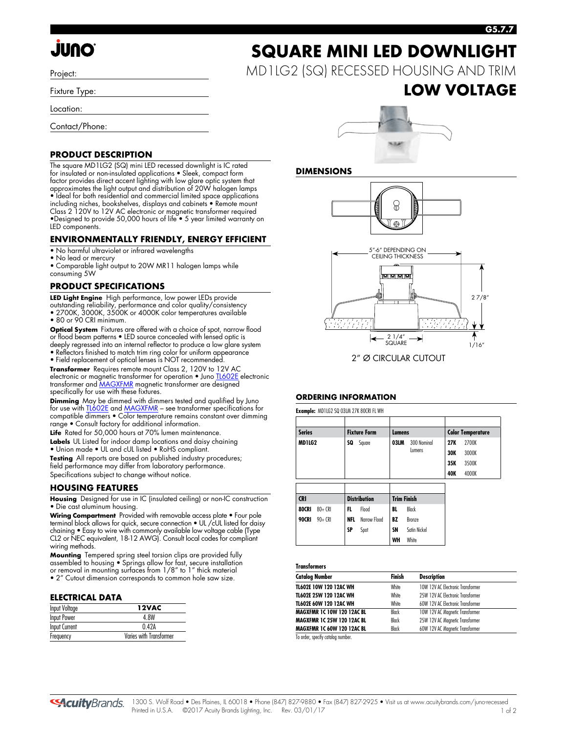# SQUARE MINI LED DOWNLIGHT

MD1LG2 (SQ) RECESSED HOUSING AND TRIM

**LOW VOLTAGE**

Project:

Fixture Type:

Location:

Contact/Phone:

## PRODUCT DESCRIPTION

The square MD1LG2 (SQ) mini LED recessed downlight is IC rated for insulated or non-insulated applications • Sleek, compact form factor provides direct accent lighting with low glare optic system that approximates the light output and distribution of 20W halogen lamps • Ideal for both residential and commercial limited space applications including niches, bookshelves, displays and cabinets • Remote mount Class 2 120V to 12V AC electronic or magnetic transformer required •Designed to provide 50,000 hours of life • 5 year limited warranty on LED components.

## ENVIRONMENTALLY FRIENDLY, ENERGY EFFICIENT

- No harmful ultraviolet or infrared wavelengths
- No lead or mercury
- Comparable light output to 20W MR11 halogen lamps while consuming 5W

## PRODUCT SPECIFICATIONS

**LED Light Engine** High performance, low power LEDs provide outstanding reliability, performance and color quality/consistency • 2700K, 3000K, 3500K or 4000K color temperatures available • 80 or 90 CRI minimum.

**Optical System** Fixtures are offered with a choice of spot, narrow flood or flood beam patterns • LED source concealed with lensed optic is deeply regressed into an internal reflector to produce a low glare system • Reflectors finished to match trim ring color for uniform appearance • Field replacement of optical lenses is NOT recommended.

**Transformer** Requires remote mount Class 2, 120V to 12V AC electronic or magnetic transformer for operation • Juno TL602E electronic transformer and MAGXFMR magnetic transformer are designed specifically for use with these fixtures.

**Dimming** May be dimmed with dimmers tested and qualified by Juno for use with TL602E and MAGXFMR – see transformer specifications for compatible dimmers • Color temperature remains constant over dimming range • Consult factory for additional information.

**Life** Rated for 50,000 hours at 70% lumen maintenance.

**Labels** UL Listed for indoor damp locations and daisy chaining • Union made • UL and cUL listed • RoHS compliant.

**Testing** All reports are based on published industry procedures; field performance may differ from laboratory performance. Specifications subject to change without notice.

## HOUSING FEATURES

**Housing** Designed for use in IC (insulated ceiling) or non-IC construction • Die cast aluminum housing.

**Wiring Compartment** Provided with removable access plate • Four pole terminal block allows for quick, secure connection • UL /cUL listed for daisy chaining • Easy to wire with commonly available low voltage cable (Type CL2 or NEC equivalent, 18-12 AWG). Consult local codes for compliant wiring methods.

**Mounting** Tempered spring steel torsion clips are provided fully assembled to housing • Springs allow for fast, secure installation or removal in mounting surfaces from 1/8" to 1" thick material • 2" Cutout dimension corresponds to common hole saw size.

## ELECTRICAL DATA

| Input Voltage | 12VAC |
|---|---|
| Input Power | 4.8W |
| Input Current | 0.42A |
| Frequency | Varies with Transformer |

## DIMENSIONS

5"-6" DEPENDING ON CEILING THICKNESS

2 7/8"

2 1/4" SQUARE

1/16"

2" Ø CIRCULAR CUTOUT

## ORDERING INFORMATION

**Example:** MD1LG2 SQ 03LM 27K 80CRI FL WH

| Series | Fixture Form | Lumens | Color Temperature |
|---|---|---|---|
| **MD1LG2** | **SQ** Square | **03LM** 300 Nominal Lumens | **27K** 2700K |
| | | | **30K** 3000K |
| | | | **35K** 3500K |
| | | | **40K** 4000K |

| CRI | Distribution | Trim Finish |
|---|---|---|
| **80CRI** 80+ CRI | **FL** Flood | **BL** Black |
| **90CRI** 90+ CRI | **NFL** Narrow Flood | **BZ** Bronze |
| | **SP** Spot | **SN** Satin Nickel |
| | | **WH** White |

**Transformers**

| Catalog Number | Finish | Description |
|---|---|---|
| **TL602E 10W 120 12AC WH** | White | 10W 12V AC Electronic Transformer |
| **TL602E 25W 120 12AC WH** | White | 25W 12V AC Electronic Transformer |
| **TL602E 60W 120 12AC WH** | White | 60W 12V AC Electronic Transformer |
| **MAGXFMR 1C 10W 120 12AC BL** | Black | 10W 12V AC Magnetic Transformer |
| **MAGXFMR 1C 25W 120 12AC BL** | Black | 25W 12V AC Magnetic Transformer |
| **MAGXFMR 1C 60W 120 12AC BL** | Black | 60W 12V AC Magnetic Transformer |

To order, specify catalog number.

1300 S. Wolf Road • Des Plaines, IL 60018 • Phone (847) 827-9880 • Fax (847) 827-2925 • Visit us at www.acuitybrands.com/juno-recessed
Printed in U.S.A. ©2017 Acuity Brands Lighting, Inc. Rev. 03/01/17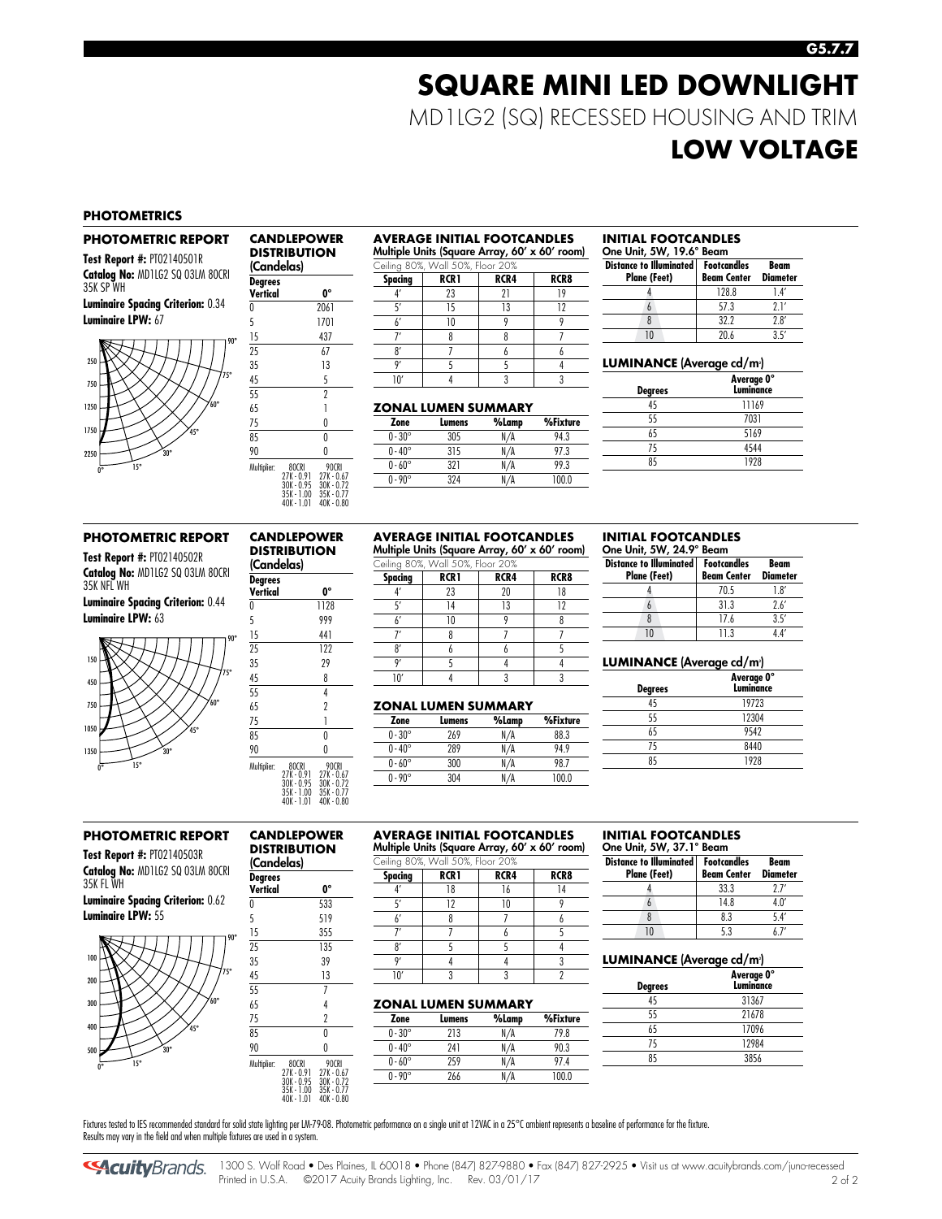# SQUARE MINI LED DOWNLIGHT

MD1LG2 (SQ) RECESSED HOUSING AND TRIM

**LOW VOLTAGE**

## PHOTOMETRICS

### PHOTOMETRIC REPORT

**Test Report #:** PT02140501R
**Catalog No:** MD1LG2 SQ 03LM 80CRI 35K SP WH
**Luminaire Spacing Criterion:** 0.34
**Luminaire LPW:** 67

250
750
1250
1750
2250
0°
15°
30°
45°
60°
75°
90°

**CANDLEPOWER DISTRIBUTION (Candelas)**

| Degrees Vertical | 0° |
|---|---|
| 0 | 2061 |
| 5 | 1701 |
| 15 | 437 |
| 25 | 67 |
| 35 | 13 |
| 45 | 5 |
| 55 | 2 |
| 65 | 1 |
| 75 | 0 |
| 85 | 0 |
| 90 | 0 |

Multiplier: 80CRI 27K - 0.91, 30K - 0.95, 35K - 1.00, 40K - 1.01; 90CRI 27K - 0.67, 30K - 0.72, 35K - 0.77, 40K - 0.80

**AVERAGE INITIAL FOOTCANDLES**
Multiple Units (Square Array, 60' x 60' room)
Ceiling 80%, Wall 50%, Floor 20%

| Spacing | RCR1 | RCR4 | RCR8 |
|---|---|---|---|
| 4' | 23 | 21 | 19 |
| 5' | 15 | 13 | 12 |
| 6' | 10 | 9 | 9 |
| 7' | 8 | 8 | 7 |
| 8' | 7 | 6 | 6 |
| 9' | 5 | 5 | 4 |
| 10' | 4 | 3 | 3 |

**ZONAL LUMEN SUMMARY**

| Zone | Lumens | %Lamp | %Fixture |
|---|---|---|---|
| 0 - 30° | 305 | N/A | 94.3 |
| 0 - 40° | 315 | N/A | 97.3 |
| 0 - 60° | 321 | N/A | 99.3 |
| 0 - 90° | 324 | N/A | 100.0 |

**INITIAL FOOTCANDLES**
One Unit, 5W, 19.6° Beam

| Distance to Illuminated Plane (Feet) | Footcandles Beam Center | Beam Diameter |
|---|---|---|
| 4 | 128.8 | 1.4' |
| 6 | 57.3 | 2.1' |
| 8 | 32.2 | 2.8' |
| 10 | 20.6 | 3.5' |

**LUMINANCE (Average cd/m²)**

| Degrees | Average 0° Luminance |
|---|---|
| 45 | 11169 |
| 55 | 7031 |
| 65 | 5169 |
| 75 | 4544 |
| 85 | 1928 |

### PHOTOMETRIC REPORT

**Test Report #:** PT02140502R
**Catalog No:** MD1LG2 SQ 03LM 80CRI 35K NFL WH
**Luminaire Spacing Criterion:** 0.44
**Luminaire LPW:** 63

150
450
750
1050
1350
0°
15°
30°
45°
60°
75°
90°

**CANDLEPOWER DISTRIBUTION (Candelas)**

| Degrees Vertical | 0° |
|---|---|
| 0 | 1128 |
| 5 | 999 |
| 15 | 441 |
| 25 | 122 |
| 35 | 29 |
| 45 | 8 |
| 55 | 4 |
| 65 | 2 |
| 75 | 1 |
| 85 | 0 |
| 90 | 0 |

Multiplier: 80CRI 27K - 0.91, 30K - 0.95, 35K - 1.00, 40K - 1.01; 90CRI 27K - 0.67, 30K - 0.72, 35K - 0.77, 40K - 0.80

**AVERAGE INITIAL FOOTCANDLES**
Multiple Units (Square Array, 60' x 60' room)
Ceiling 80%, Wall 50%, Floor 20%

| Spacing | RCR1 | RCR4 | RCR8 |
|---|---|---|---|
| 4' | 23 | 20 | 18 |
| 5' | 14 | 13 | 12 |
| 6' | 10 | 9 | 8 |
| 7' | 8 | 7 | 7 |
| 8' | 6 | 6 | 5 |
| 9' | 5 | 4 | 4 |
| 10' | 4 | 3 | 3 |

**ZONAL LUMEN SUMMARY**

| Zone | Lumens | %Lamp | %Fixture |
|---|---|---|---|
| 0 - 30° | 269 | N/A | 88.3 |
| 0 - 40° | 289 | N/A | 94.9 |
| 0 - 60° | 300 | N/A | 98.7 |
| 0 - 90° | 304 | N/A | 100.0 |

**INITIAL FOOTCANDLES**
One Unit, 5W, 24.9° Beam

| Distance to Illuminated Plane (Feet) | Footcandles Beam Center | Beam Diameter |
|---|---|---|
| 4 | 70.5 | 1.8' |
| 6 | 31.3 | 2.6' |
| 8 | 17.6 | 3.5' |
| 10 | 11.3 | 4.4' |

**LUMINANCE (Average cd/m²)**

| Degrees | Average 0° Luminance |
|---|---|
| 45 | 19723 |
| 55 | 12304 |
| 65 | 9542 |
| 75 | 8440 |
| 85 | 1928 |

### PHOTOMETRIC REPORT

**Test Report #:** PT02140503R
**Catalog No:** MD1LG2 SQ 03LM 80CRI 35K FL WH
**Luminaire Spacing Criterion:** 0.62
**Luminaire LPW:** 55

100
200
300
400
500
0°
15°
30°
45°
60°
75°
90°

**CANDLEPOWER DISTRIBUTION (Candelas)**

| Degrees Vertical | 0° |
|---|---|
| 0 | 533 |
| 5 | 519 |
| 15 | 355 |
| 25 | 135 |
| 35 | 39 |
| 45 | 13 |
| 55 | 7 |
| 65 | 4 |
| 75 | 2 |
| 85 | 0 |
| 90 | 0 |

Multiplier: 80CRI 27K - 0.91, 30K - 0.95, 35K - 1.00, 40K - 1.01; 90CRI 27K - 0.67, 30K - 0.72, 35K - 0.77, 40K - 0.80

**AVERAGE INITIAL FOOTCANDLES**
Multiple Units (Square Array, 60' x 60' room)
Ceiling 80%, Wall 50%, Floor 20%

| Spacing | RCR1 | RCR4 | RCR8 |
|---|---|---|---|
| 4' | 18 | 16 | 14 |
| 5' | 12 | 10 | 9 |
| 6' | 8 | 7 | 6 |
| 7' | 7 | 6 | 5 |
| 8' | 5 | 5 | 4 |
| 9' | 4 | 4 | 3 |
| 10' | 3 | 3 | 2 |

**ZONAL LUMEN SUMMARY**

| Zone | Lumens | %Lamp | %Fixture |
|---|---|---|---|
| 0 - 30° | 213 | N/A | 79.8 |
| 0 - 40° | 241 | N/A | 90.3 |
| 0 - 60° | 259 | N/A | 97.4 |
| 0 - 90° | 266 | N/A | 100.0 |

**INITIAL FOOTCANDLES**
One Unit, 5W, 37.1° Beam

| Distance to Illuminated Plane (Feet) | Footcandles Beam Center | Beam Diameter |
|---|---|---|
| 4 | 33.3 | 2.7' |
| 6 | 14.8 | 4.0' |
| 8 | 8.3 | 5.4' |
| 10 | 5.3 | 6.7' |

**LUMINANCE (Average cd/m²)**

| Degrees | Average 0° Luminance |
|---|---|
| 45 | 31367 |
| 55 | 21678 |
| 65 | 17096 |
| 75 | 12984 |
| 85 | 3856 |

Fixtures tested to IES recommended standard for solid state lighting per LM-79-08. Photometric performance on a single unit at 12VAC in a 25°C ambient represents a baseline of performance for the fixture. Results may vary in the field and when multiple fixtures are used in a system.

AcuityBrands. 1300 S. Wolf Road • Des Plaines, IL 60018 • Phone (847) 827-9880 • Fax (847) 827-2925 • Visit us at www.acuitybrands.com/juno-recessed
Printed in U.S.A. ©2017 Acuity Brands Lighting, Inc. Rev. 03/01/17